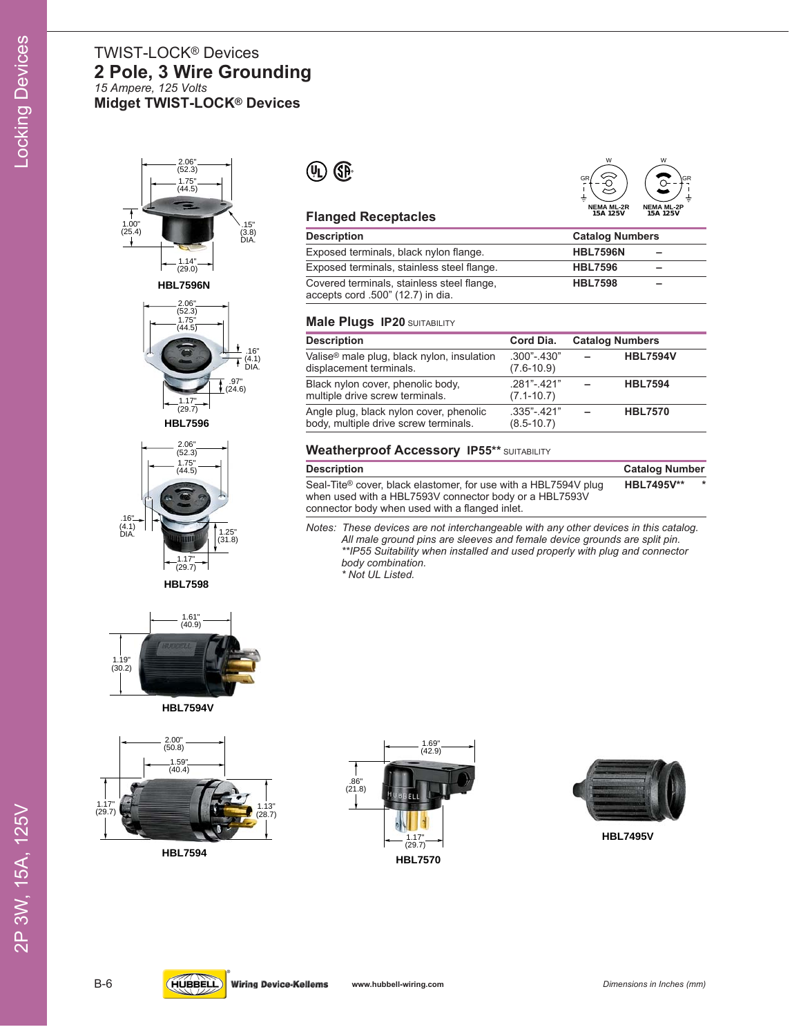TWIST-LOCK® Devices

# 2 Pole, 3 Wire Grounding

*15 Ampere, 125 Volts*

## Midget TWIST-LOCK® Devices

2.06" (52.3)
1.75" (44.5)
1.00" (25.4)
.15" (3.8) DIA.
1.14" (29.0)

**HBL7596N**

2.06" (52.3)
1.75" (44.5)
.16" (4.1) DIA.
.97" (24.6)
1.17" (29.7)

**HBL7596**

2.06" (52.3)
1.75" (44.5)
.16" (4.1) DIA.
1.25" (31.8)
1.17" (29.7)

**HBL7598**

1.61" (40.9)
1.19" (30.2)

**HBL7594V**

2.00" (50.8)
1.59" (40.4)
1.17" (29.7)
1.13" (28.7)

**HBL7594**

1.69" (42.9)
.86" (21.8)
1.17" (29.7)

**HBL7570**

**HBL7495V**

W GR — NEMA ML-2R 15A 125V
W GR — NEMA ML-2P 15A 125V

### Flanged Receptacles

| Description | Catalog Numbers | |
|---|---|---|
| Exposed terminals, black nylon flange. | **HBL7596N** | – |
| Exposed terminals, stainless steel flange. | **HBL7596** | – |
| Covered terminals, stainless steel flange, accepts cord .500" (12.7) in dia. | **HBL7598** | – |

### Male Plugs IP20 SUITABILITY

| Description | Cord Dia. | Catalog Numbers | |
|---|---|---|---|
| Valise® male plug, black nylon, insulation displacement terminals. | .300"-.430" (7.6-10.9) | – | **HBL7594V** |
| Black nylon cover, phenolic body, multiple drive screw terminals. | .281"-.421" (7.1-10.7) | – | **HBL7594** |
| Angle plug, black nylon cover, phenolic body, multiple drive screw terminals. | .335"-.421" (8.5-10.7) | – | **HBL7570** |

### Weatherproof Accessory IP55** SUITABILITY

| Description | Catalog Number |
|---|---|
| Seal-Tite® cover, black elastomer, for use with a HBL7594V plug when used with a HBL7593V connector body or a HBL7593V connector body when used with a flanged inlet. | **HBL7495V**** * |

*Notes: These devices are not interchangeable with any other devices in this catalog.*
*All male ground pins are sleeves and female device grounds are split pin.*
*\**IP55 Suitability when installed and used properly with plug and connector body combination.*
*\* Not UL Listed.*

*Dimensions in Inches (mm)*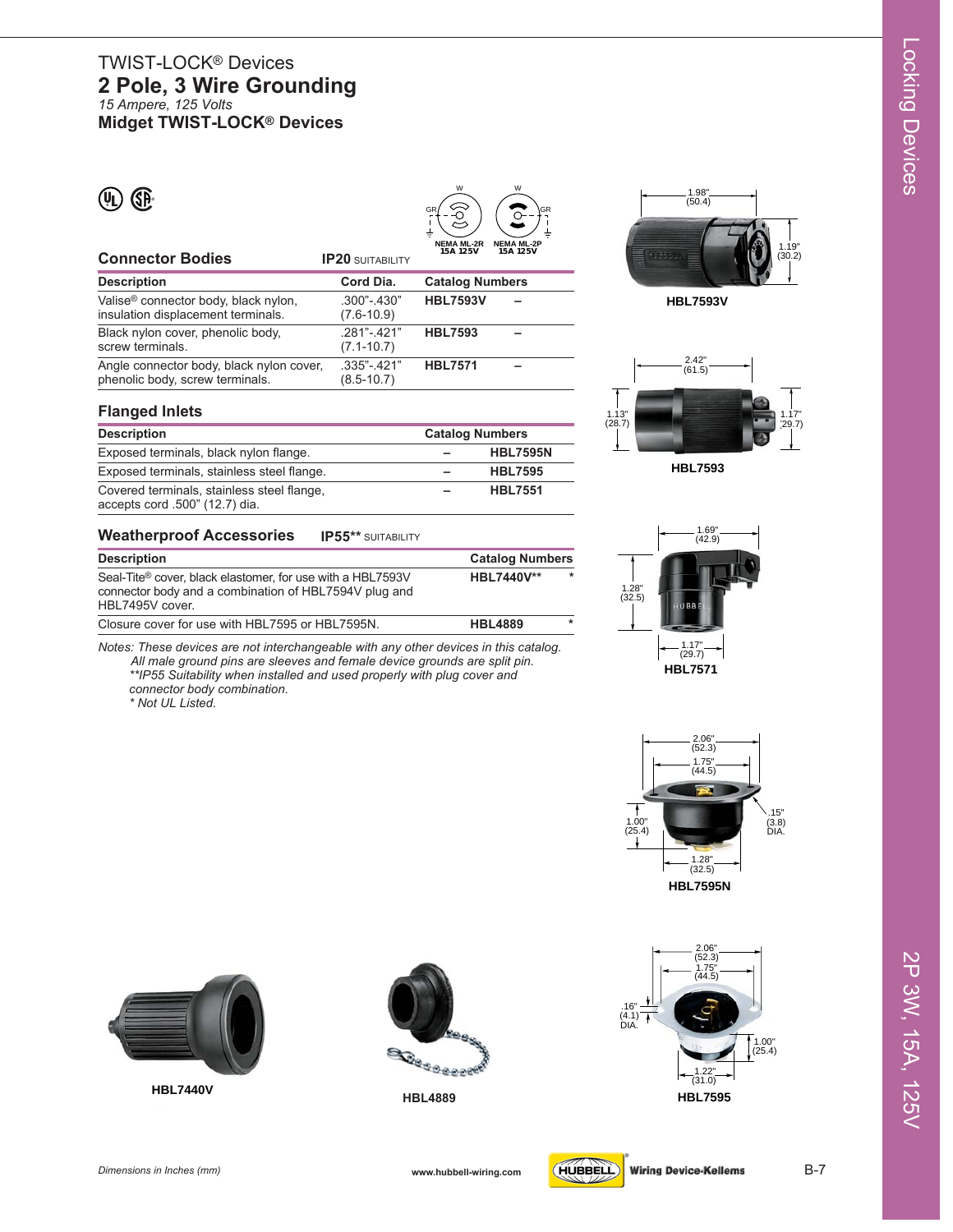TWIST-LOCK® Devices

# 2 Pole, 3 Wire Grounding

*15 Ampere, 125 Volts*

## Midget TWIST-LOCK® Devices

NEMA ML-2R 15A 125V

NEMA ML-2P 15A 125V

### Connector Bodies

**IP20** SUITABILITY

| Description | Cord Dia. | Catalog Numbers | |
|---|---|---|---|
| Valise® connector body, black nylon, insulation displacement terminals. | .300"-.430" (7.6-10.9) | **HBL7593V** | – |
| Black nylon cover, phenolic body, screw terminals. | .281"-.421" (7.1-10.7) | **HBL7593** | – |
| Angle connector body, black nylon cover, phenolic body, screw terminals. | .335"-.421" (8.5-10.7) | **HBL7571** | – |

### Flanged Inlets

| Description | Catalog Numbers | |
|---|---|---|
| Exposed terminals, black nylon flange. | – | **HBL7595N** |
| Exposed terminals, stainless steel flange. | – | **HBL7595** |
| Covered terminals, stainless steel flange, accepts cord .500" (12.7) dia. | – | **HBL7551** |

### Weatherproof Accessories

**IP55**** SUITABILITY

| Description | Catalog Numbers | |
|---|---|---|
| Seal-Tite® cover, black elastomer, for use with a HBL7593V connector body and a combination of HBL7594V plug and HBL7495V cover. | **HBL7440V**** | * |
| Closure cover for use with HBL7595 or HBL7595N. | **HBL4889** | * |

*Notes: These devices are not interchangeable with any other devices in this catalog.*
*All male ground pins are sleeves and female device grounds are split pin.*
*\*\*IP55 Suitability when installed and used properly with plug cover and connector body combination.*
*\* Not UL Listed.*

1.98" (50.4)
1.19" (30.2)

**HBL7593V**

2.42" (61.5)
1.13" (28.7)
1.17" (29.7)

**HBL7593**

1.69" (42.9)
1.28" (32.5)
1.17" (29.7)

**HBL7571**

2.06" (52.3)
1.75" (44.5)
1.00" (25.4)
.15" (3.8) DIA.
1.28" (32.5)

**HBL7595N**

**HBL7440V**

**HBL4889**

2.06" (52.3)
1.75" (44.5)
.16" (4.1) DIA.
1.00" (25.4)
1.22" (31.0)

**HBL7595**

*Dimensions in Inches (mm)*